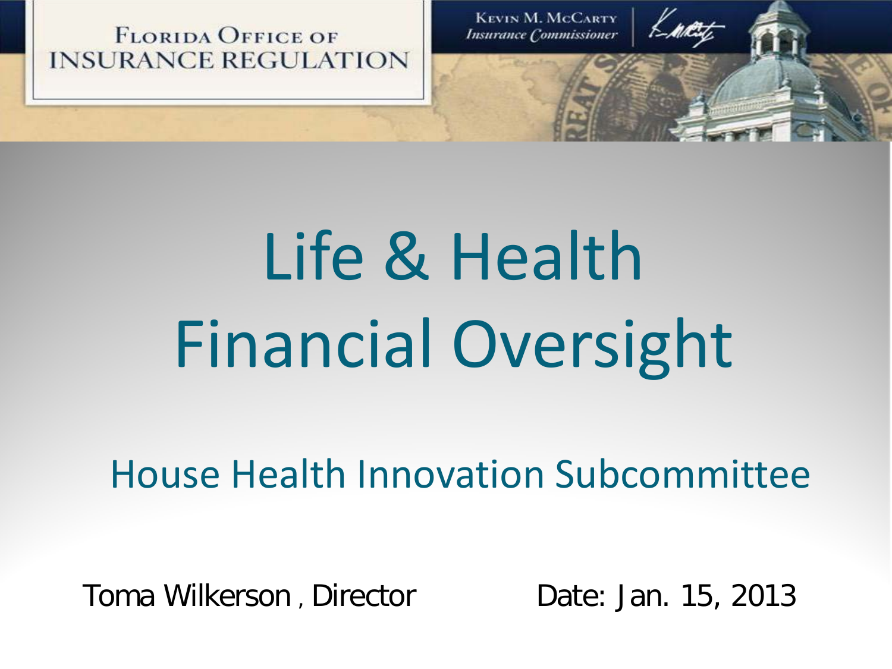FLORIDA OFFICE OF INSURANCE REGULATION

KEVIN M. MCCARTY
*Insurance Commissioner*

# Life & Health Financial Oversight

## House Health Innovation Subcommittee

Toma Wilkerson , Director

Date: Jan. 15, 2013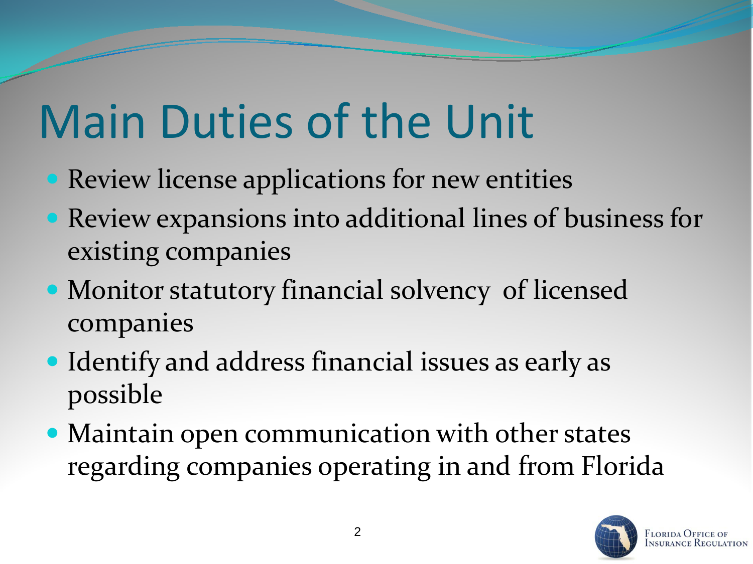# Main Duties of the Unit

- Review license applications for new entities
- Review expansions into additional lines of business for existing companies
- Monitor statutory financial solvency of licensed companies
- Identify and address financial issues as early as possible
- Maintain open communication with other states regarding companies operating in and from Florida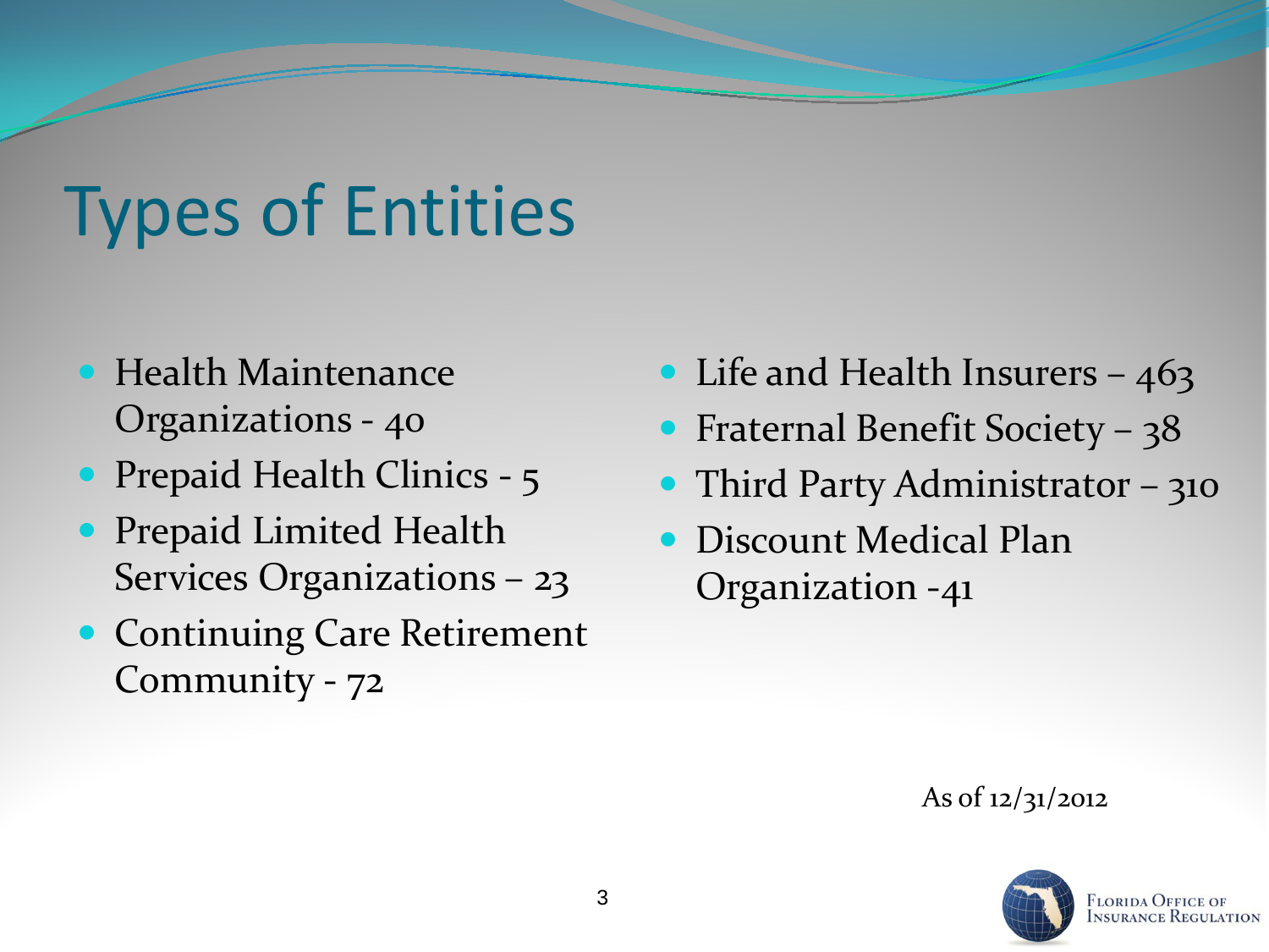# Types of Entities

- Health Maintenance Organizations - 40
- Prepaid Health Clinics - 5
- Prepaid Limited Health Services Organizations – 23
- Continuing Care Retirement Community - 72
- Life and Health Insurers – 463
- Fraternal Benefit Society – 38
- Third Party Administrator – 310
- Discount Medical Plan Organization -41

As of 12/31/2012

Florida Office of Insurance Regulation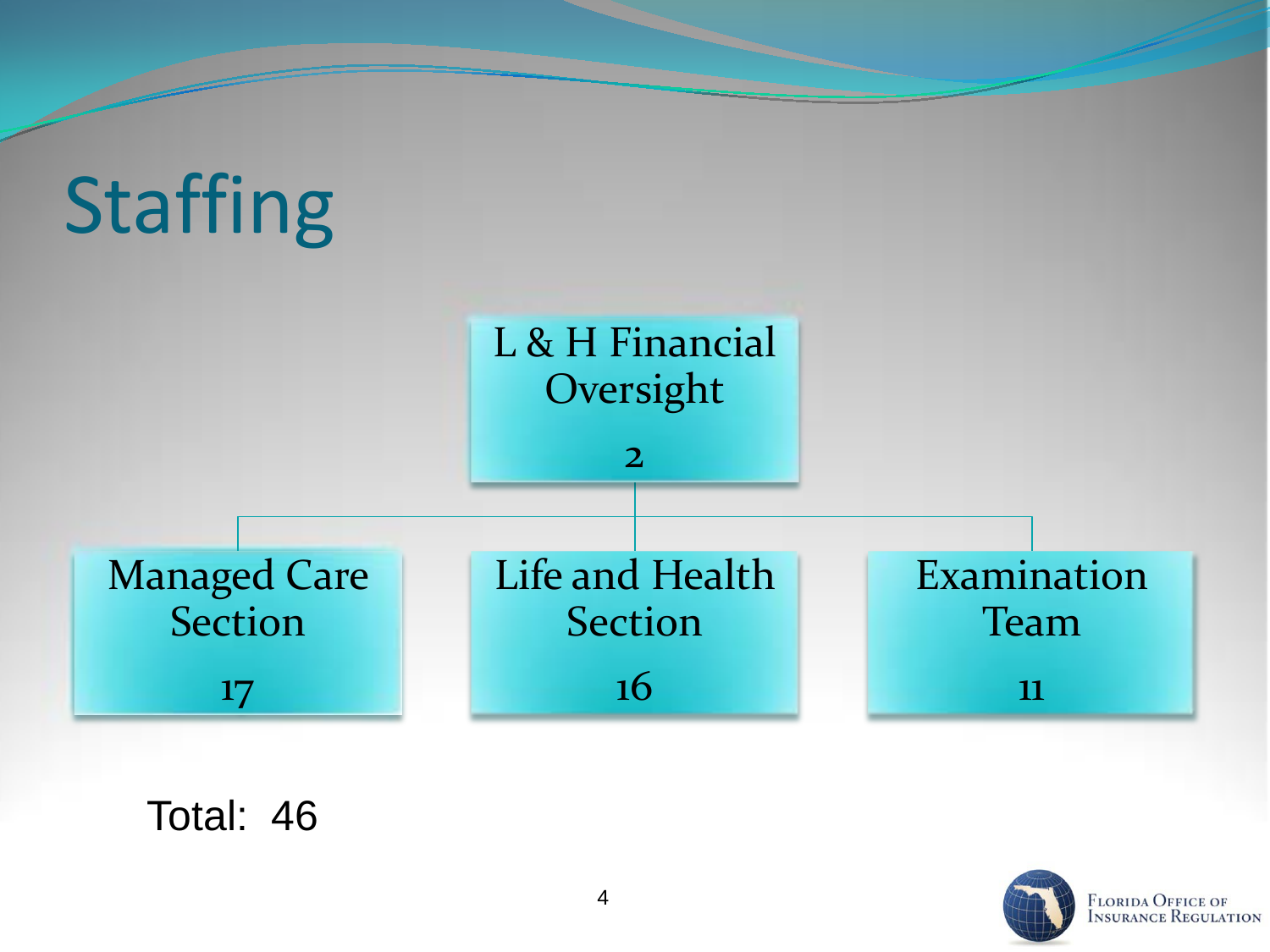# Staffing

**L & H Financial Oversight**
2

- **Managed Care Section**
  17
- **Life and Health Section**
  16
- **Examination Team**
  11

Total: 46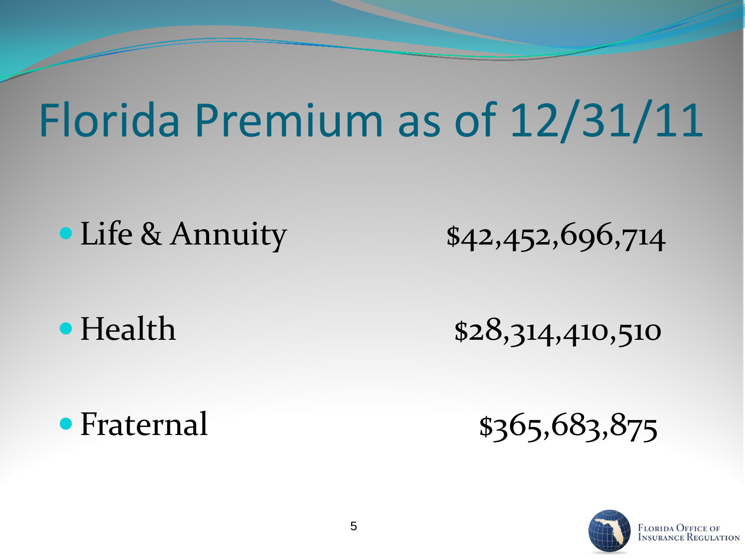# Florida Premium as of 12/31/11

- Life & Annuity $42,452,696,714
- Health $28,314,410,510
- Fraternal $365,683,875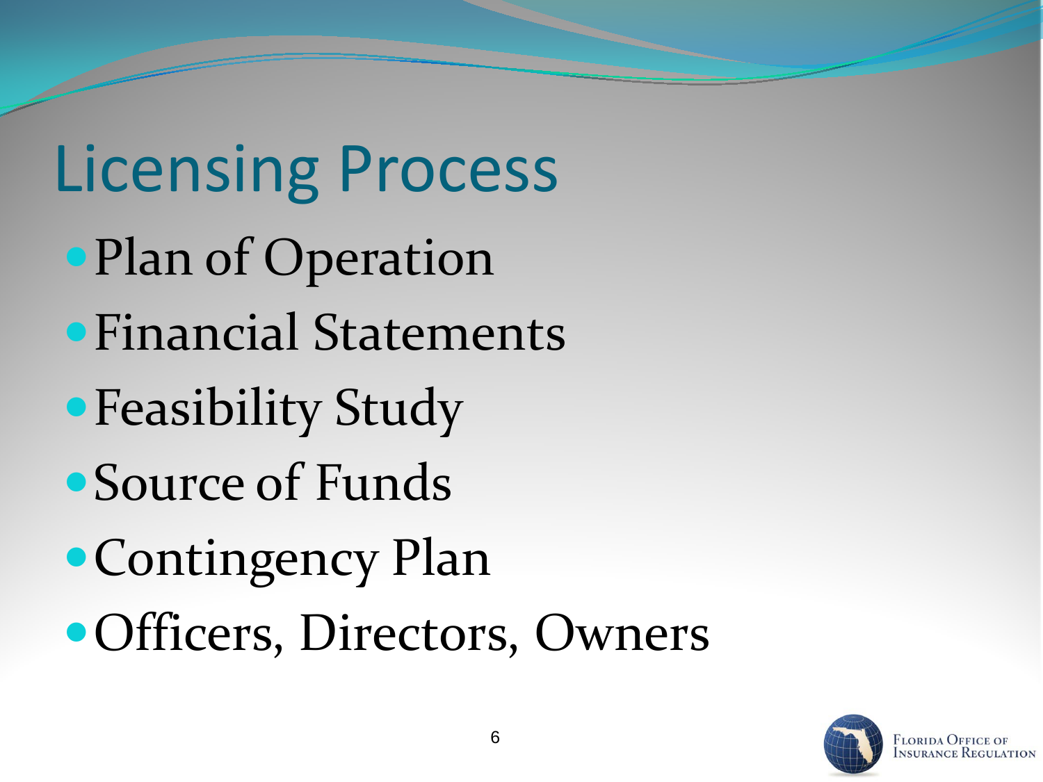# Licensing Process

- Plan of Operation
- Financial Statements
- Feasibility Study
- Source of Funds
- Contingency Plan
- Officers, Directors, Owners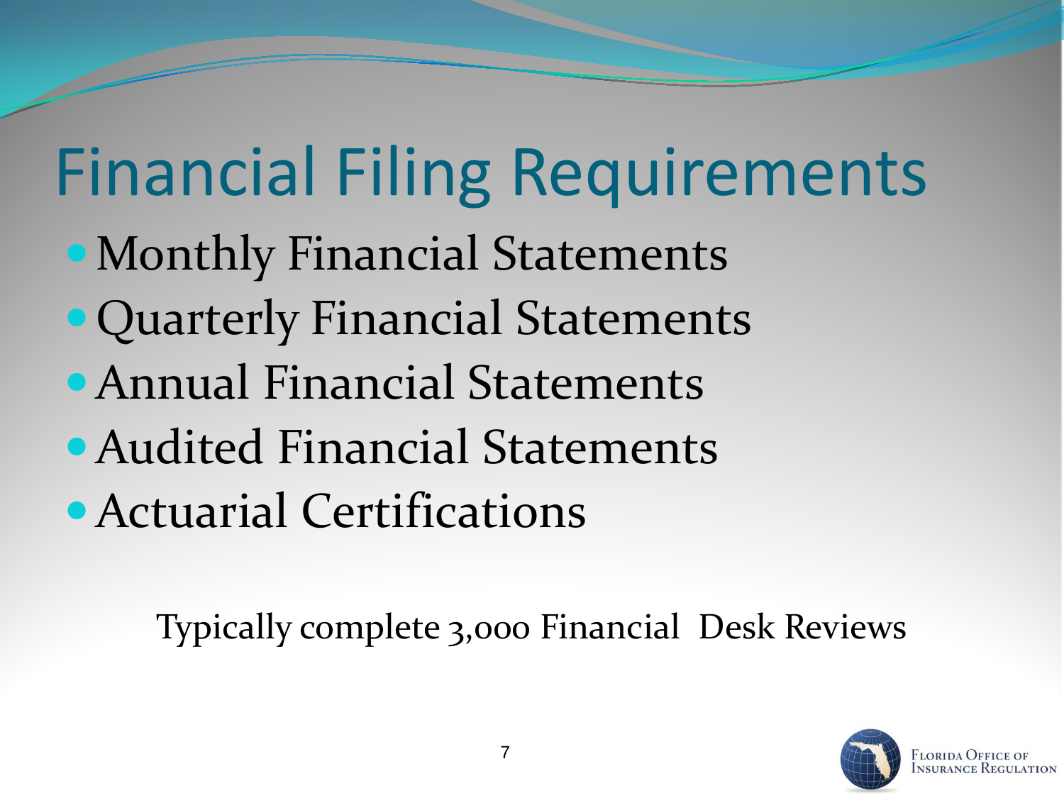# Financial Filing Requirements

- Monthly Financial Statements
- Quarterly Financial Statements
- Annual Financial Statements
- Audited Financial Statements
- Actuarial Certifications

Typically complete 3,000 Financial Desk Reviews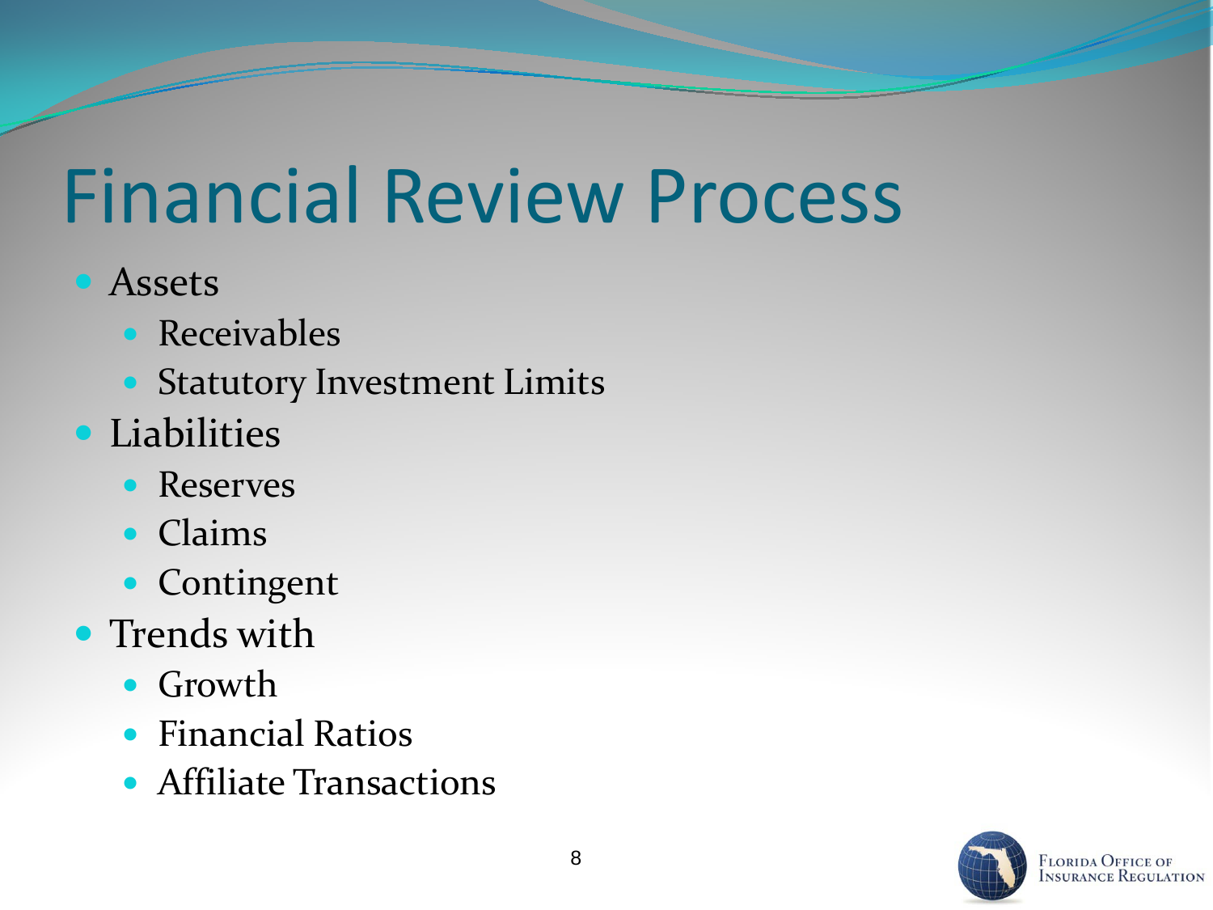# Financial Review Process

- Assets
  - Receivables
  - Statutory Investment Limits
- Liabilities
  - Reserves
  - Claims
  - Contingent
- Trends with
  - Growth
  - Financial Ratios
  - Affiliate Transactions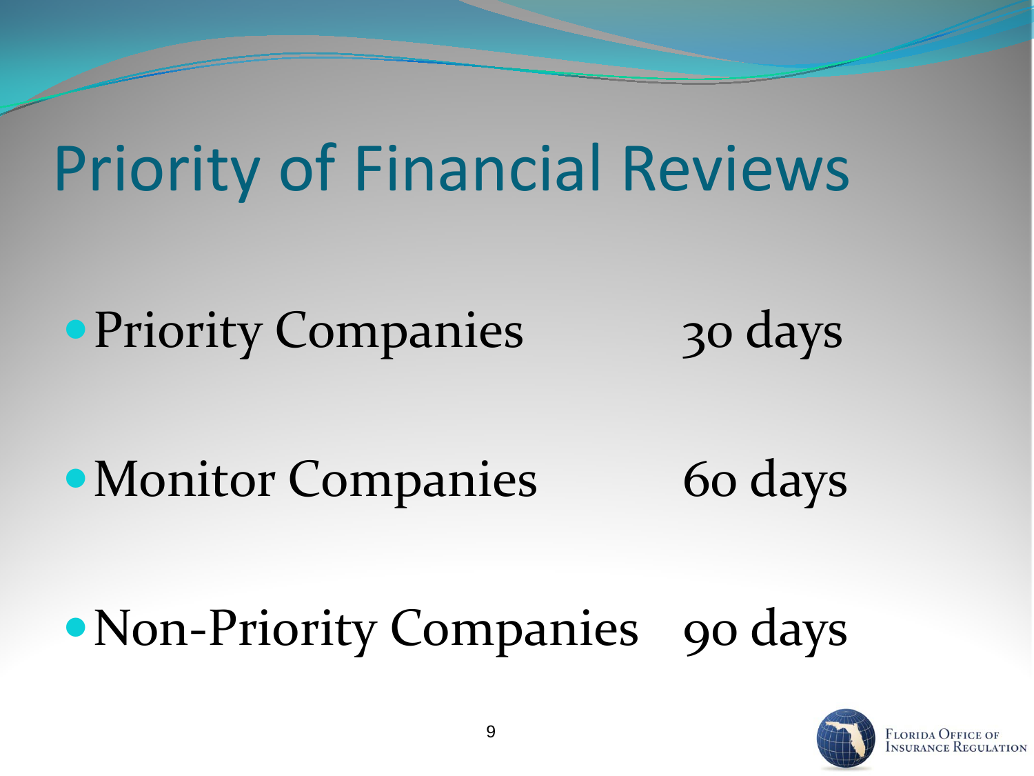# Priority of Financial Reviews

- Priority Companies 30 days
- Monitor Companies 60 days
- Non-Priority Companies 90 days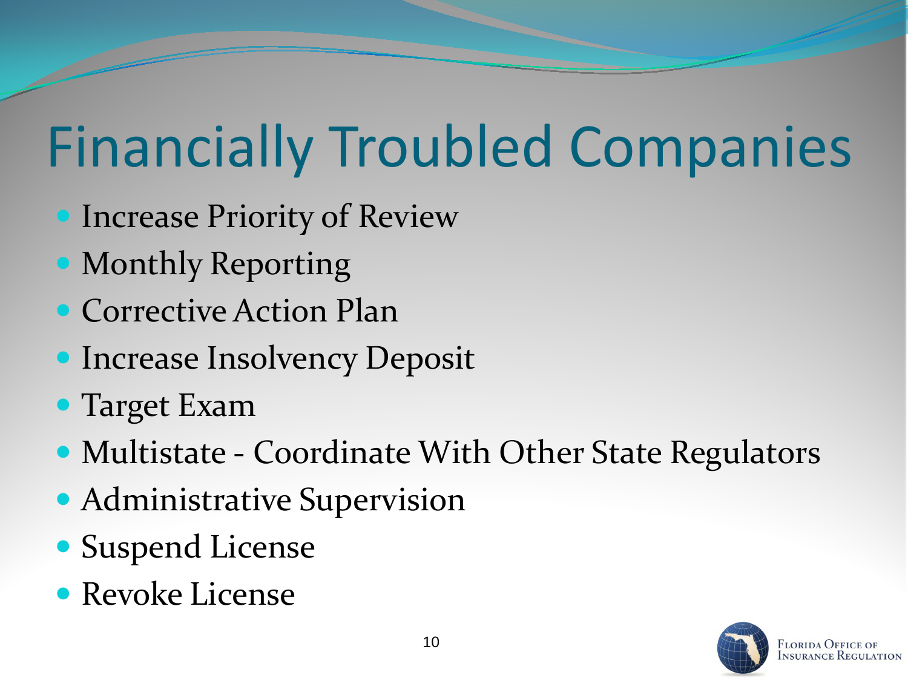# Financially Troubled Companies

- Increase Priority of Review
- Monthly Reporting
- Corrective Action Plan
- Increase Insolvency Deposit
- Target Exam
- Multistate - Coordinate With Other State Regulators
- Administrative Supervision
- Suspend License
- Revoke License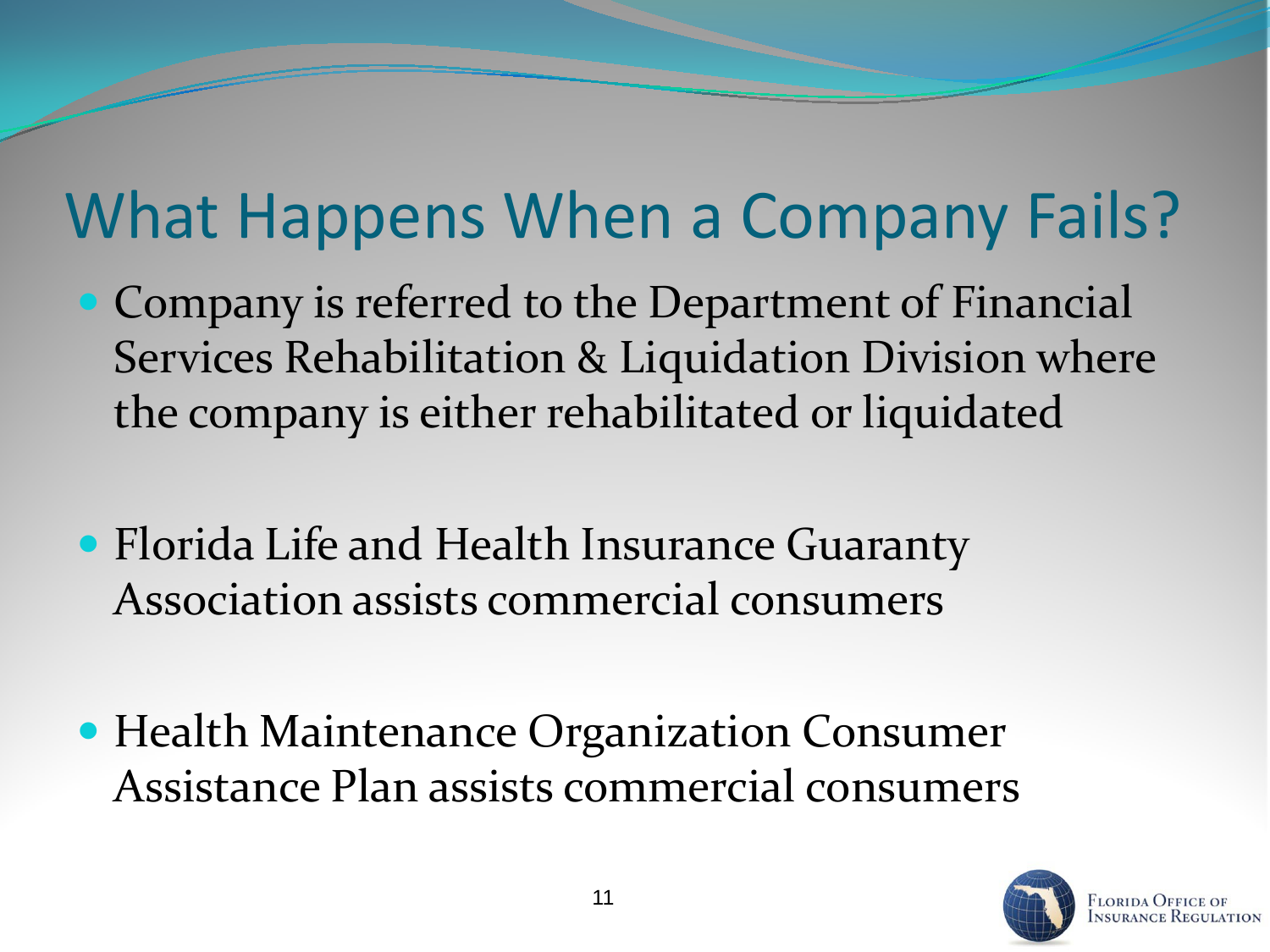# What Happens When a Company Fails?

- Company is referred to the Department of Financial Services Rehabilitation & Liquidation Division where the company is either rehabilitated or liquidated
- Florida Life and Health Insurance Guaranty Association assists commercial consumers
- Health Maintenance Organization Consumer Assistance Plan assists commercial consumers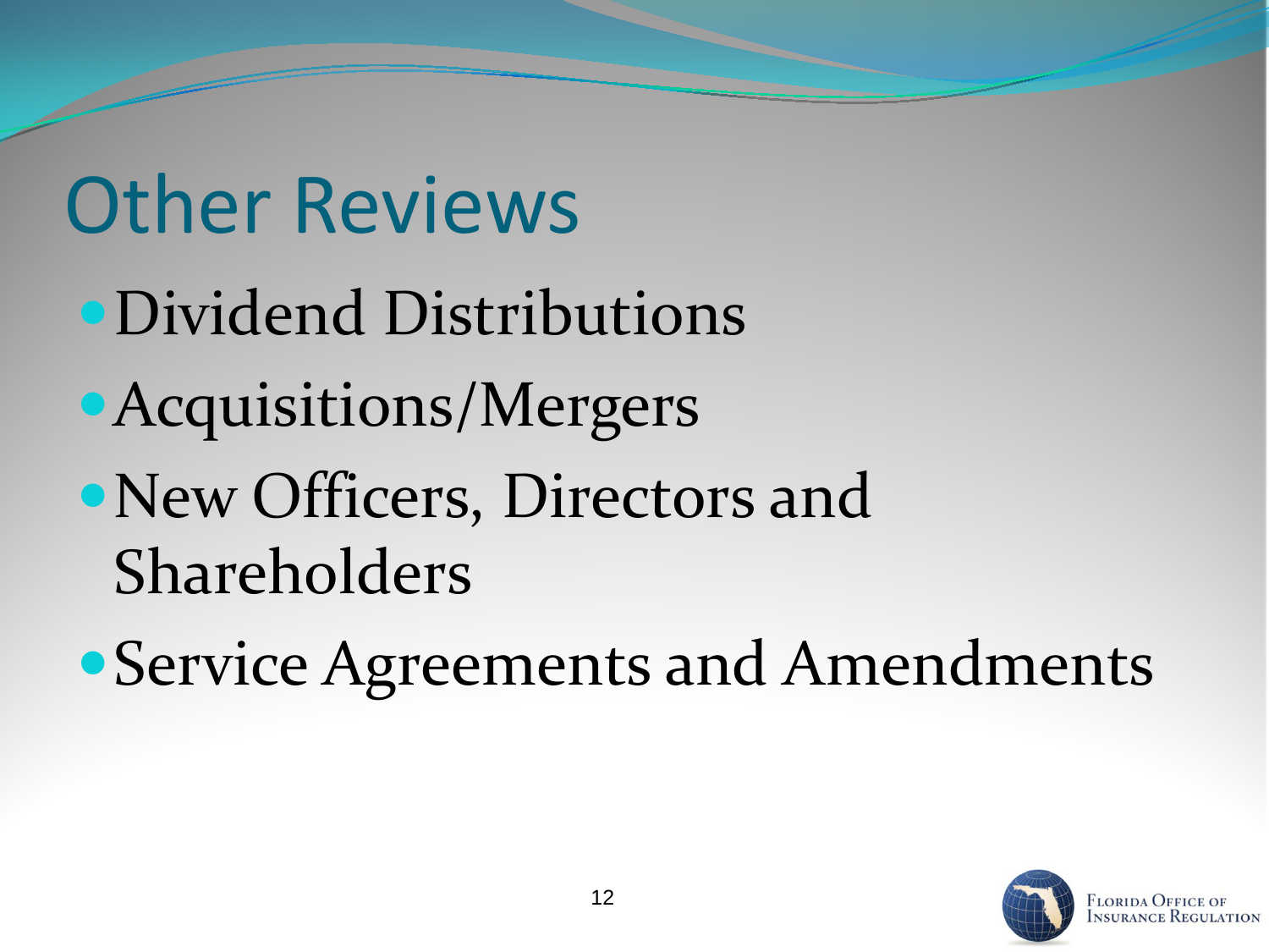# Other Reviews

- Dividend Distributions
- Acquisitions/Mergers
- New Officers, Directors and Shareholders
- Service Agreements and Amendments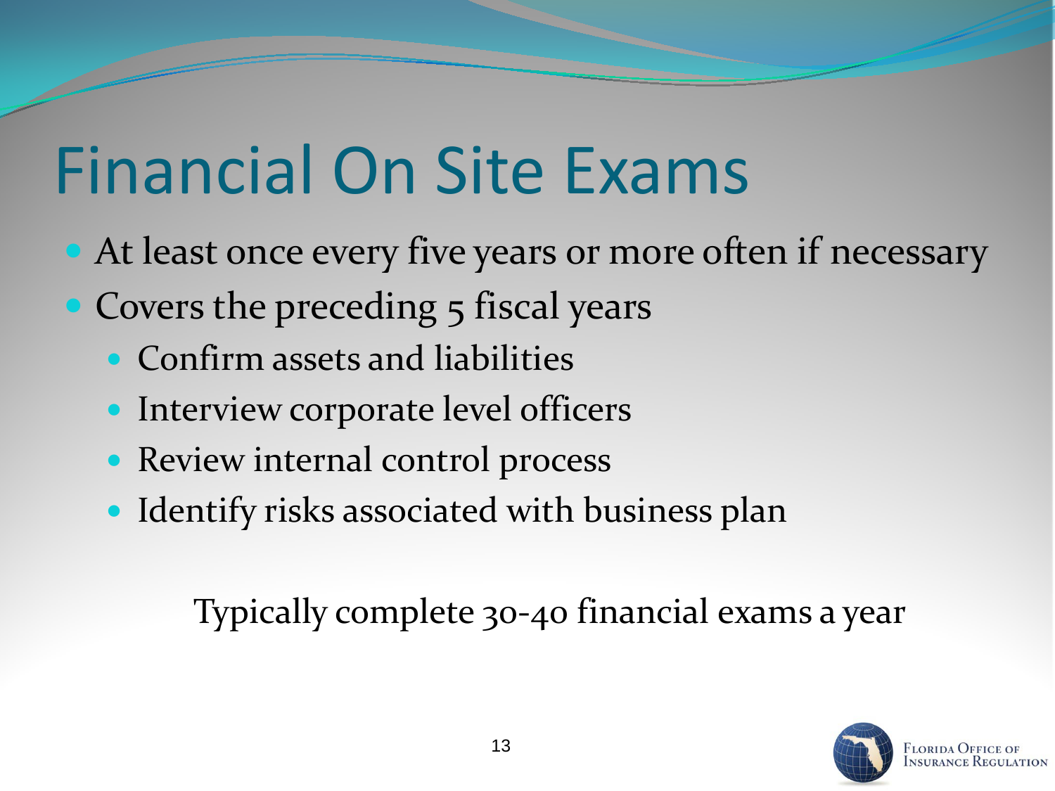# Financial On Site Exams

- At least once every five years or more often if necessary
- Covers the preceding 5 fiscal years
  - Confirm assets and liabilities
  - Interview corporate level officers
  - Review internal control process
  - Identify risks associated with business plan

Typically complete 30-40 financial exams a year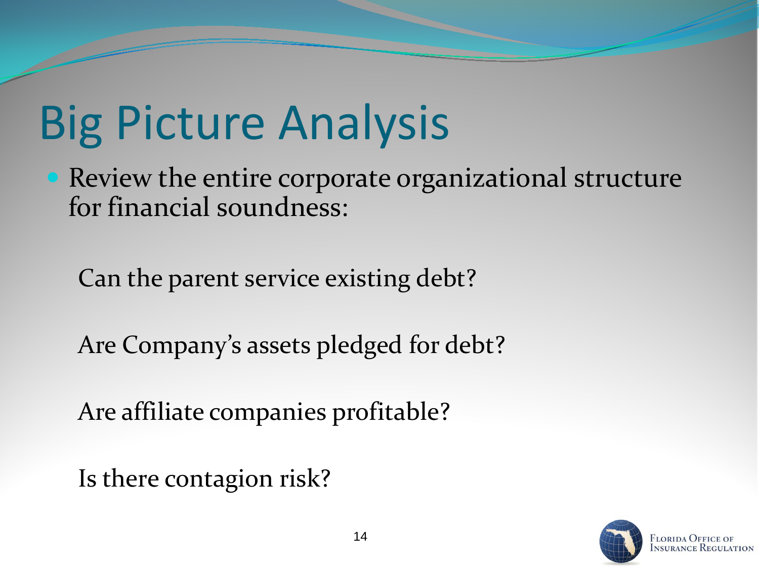# Big Picture Analysis

- Review the entire corporate organizational structure for financial soundness:

  Can the parent service existing debt?

  Are Company's assets pledged for debt?

  Are affiliate companies profitable?

  Is there contagion risk?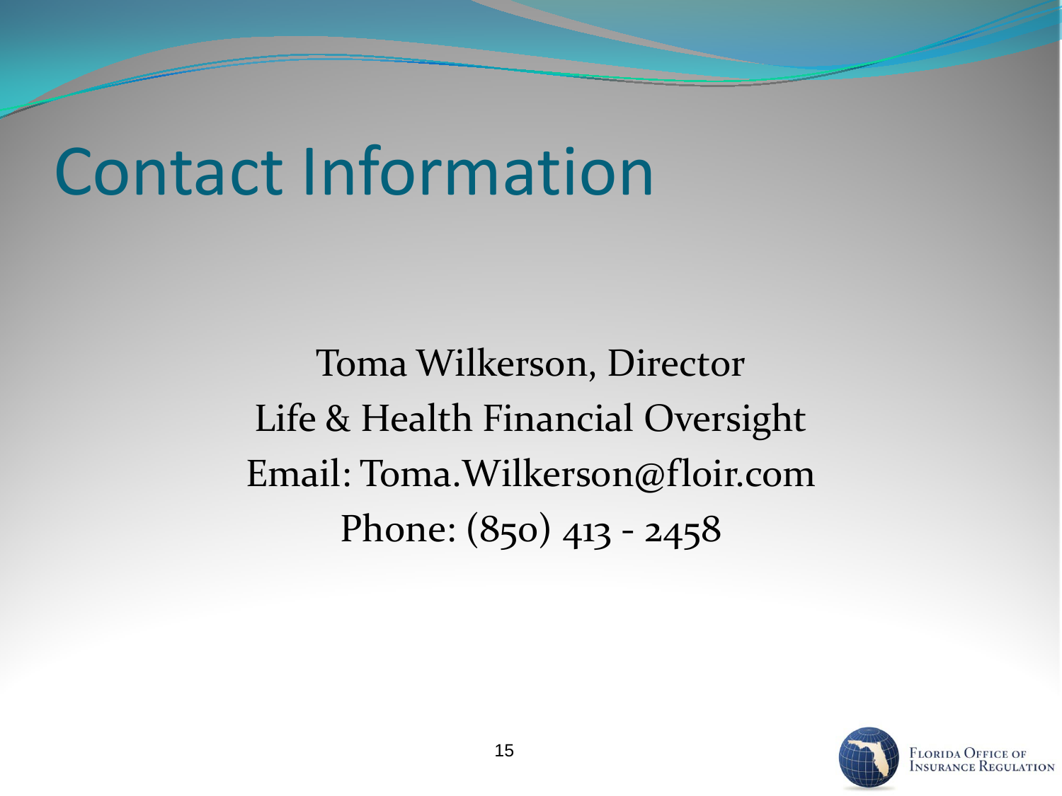# Contact Information

Toma Wilkerson, Director

Life & Health Financial Oversight

Email: Toma.Wilkerson@floir.com

Phone: (850) 413 - 2458

Florida Office of Insurance Regulation